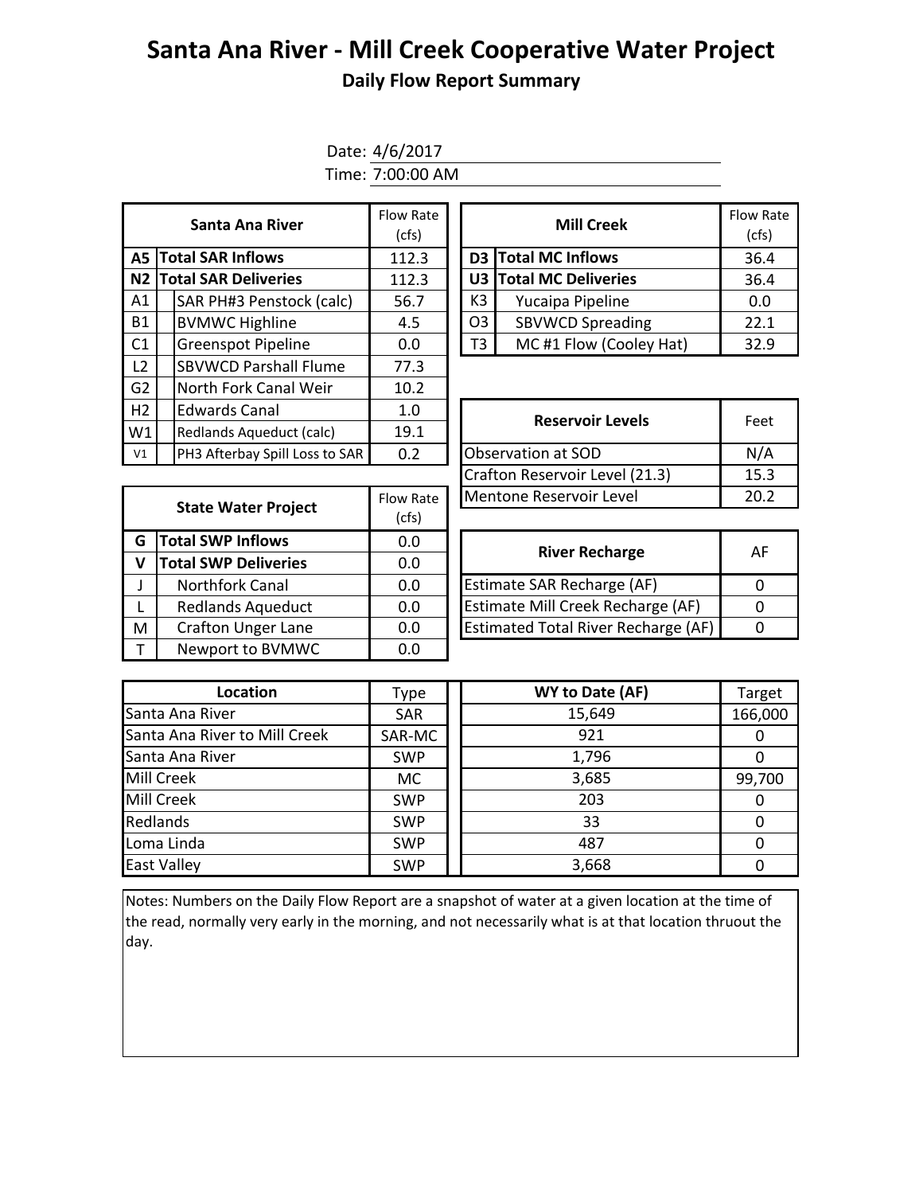# Santa Ana River - Mill Creek Cooperative Water Project

## Daily Flow Report Summary

Date: 4/6/2017

Time: 7:00:00 AM

| | Santa Ana River | Flow Rate (cfs) |
|---|---|---|
| A5 | **Total SAR Inflows** | 112.3 |
| N2 | **Total SAR Deliveries** | 112.3 |
| A1 | SAR PH#3 Penstock (calc) | 56.7 |
| B1 | BVMWC Highline | 4.5 |
| C1 | Greenspot Pipeline | 0.0 |
| L2 | SBVWCD Parshall Flume | 77.3 |
| G2 | North Fork Canal Weir | 10.2 |
| H2 | Edwards Canal | 1.0 |
| W1 | Redlands Aqueduct (calc) | 19.1 |
| V1 | PH3 Afterbay Spill Loss to SAR | 0.2 |

| | Mill Creek | Flow Rate (cfs) |
|---|---|---|
| D3 | **Total MC Inflows** | 36.4 |
| U3 | **Total MC Deliveries** | 36.4 |
| K3 | Yucaipa Pipeline | 0.0 |
| O3 | SBVWCD Spreading | 22.1 |
| T3 | MC #1 Flow (Cooley Hat) | 32.9 |

| Reservoir Levels | Feet |
|---|---|
| Observation at SOD | N/A |
| Crafton Reservoir Level (21.3) | 15.3 |
| Mentone Reservoir Level | 20.2 |

| | State Water Project | Flow Rate (cfs) |
|---|---|---|
| G | **Total SWP Inflows** | 0.0 |
| V | **Total SWP Deliveries** | 0.0 |
| J | Northfork Canal | 0.0 |
| L | Redlands Aqueduct | 0.0 |
| M | Crafton Unger Lane | 0.0 |
| T | Newport to BVMWC | 0.0 |

| River Recharge | AF |
|---|---|
| Estimate SAR Recharge (AF) | 0 |
| Estimate Mill Creek Recharge (AF) | 0 |
| Estimated Total River Recharge (AF) | 0 |

| Location | Type | WY to Date (AF) | Target |
|---|---|---|---|
| Santa Ana River | SAR | 15,649 | 166,000 |
| Santa Ana River to Mill Creek | SAR-MC | 921 | 0 |
| Santa Ana River | SWP | 1,796 | 0 |
| Mill Creek | MC | 3,685 | 99,700 |
| Mill Creek | SWP | 203 | 0 |
| Redlands | SWP | 33 | 0 |
| Loma Linda | SWP | 487 | 0 |
| East Valley | SWP | 3,668 | 0 |

Notes: Numbers on the Daily Flow Report are a snapshot of water at a given location at the time of the read, normally very early in the morning, and not necessarily what is at that location thruout the day.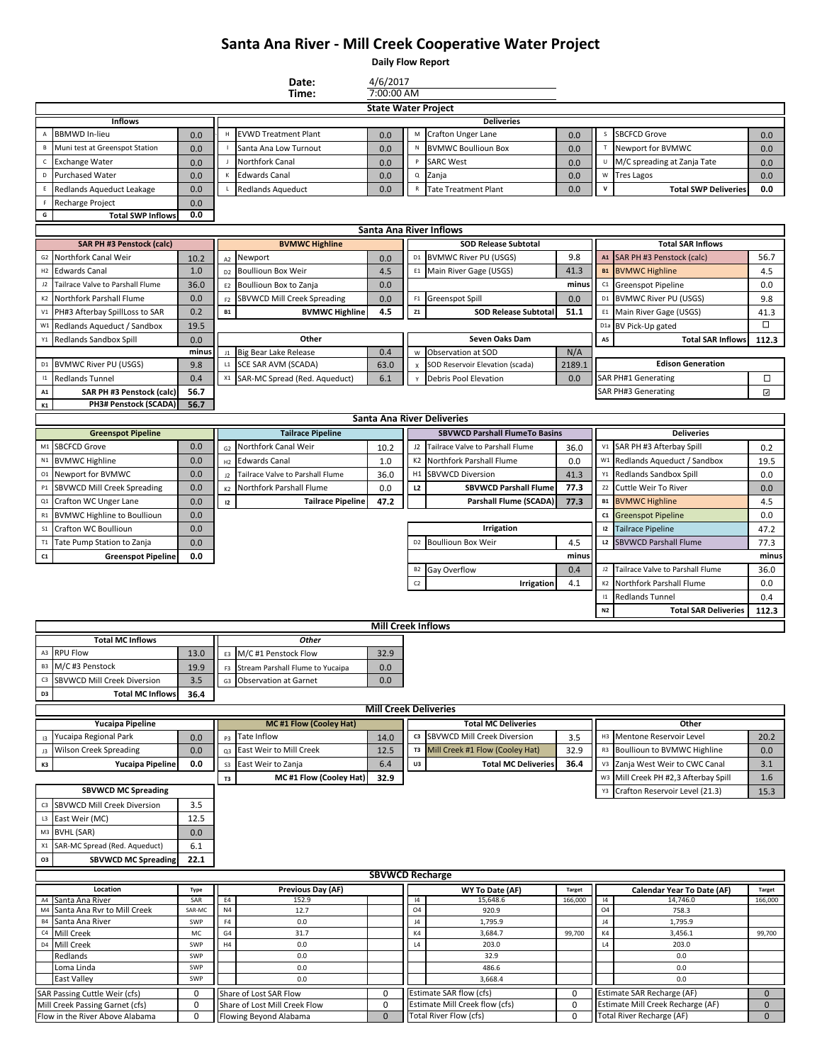# Santa Ana River - Mill Creek Cooperative Water Project

**Daily Flow Report**

**Date:** 4/6/2017
**Time:** 7:00:00 AM

## State Water Project

### Inflows

| | Inflows | |
|---|---|---|
| A | BBMWD In-lieu | 0.0 |
| B | Muni test at Greenspot Station | 0.0 |
| C | Exchange Water | 0.0 |
| D | Purchased Water | 0.0 |
| E | Redlands Aqueduct Leakage | 0.0 |
| F | Recharge Project | 0.0 |
| G | **Total SWP Inflows** | **0.0** |

### Deliveries

| | Deliveries | | | | | | | |
|---|---|---|---|---|---|---|---|---|
| H | EVWD Treatment Plant | 0.0 | M | Crafton Unger Lane | 0.0 | S | SBCFCD Grove | 0.0 |
| I | Santa Ana Low Turnout | 0.0 | N | BVMWC Boullioun Box | 0.0 | T | Newport for BVMWC | 0.0 |
| J | Northfork Canal | 0.0 | P | SARC West | 0.0 | U | M/C spreading at Zanja Tate | 0.0 |
| K | Edwards Canal | 0.0 | Q | Zanja | 0.0 | W | Tres Lagos | 0.0 |
| L | Redlands Aqueduct | 0.0 | R | Tate Treatment Plant | 0.0 | V | **Total SWP Deliveries** | **0.0** |

## Santa Ana River Inflows

| | SAR PH #3 Penstock (calc) | |
|---|---|---|
| G2 | Northfork Canal Weir | 10.2 |
| H2 | Edwards Canal | 1.0 |
| J2 | Tailrace Valve to Parshall Flume | 36.0 |
| K2 | Northfork Parshall Flume | 0.0 |
| V1 | PH#3 Afterbay SpillLoss to SAR | 0.2 |
| W1 | Redlands Aqueduct / Sandbox | 19.5 |
| Y1 | Redlands Sandbox Spill | 0.0 |
| | | minus |
| D1 | BVMWC River PU (USGS) | 9.8 |
| I1 | Redlands Tunnel | 0.4 |
| A1 | **SAR PH #3 Penstock (calc)** | **56.7** |
| K1 | **PH3# Penstock (SCADA)** | **56.7** |

| | BVMWC Highline | |
|---|---|---|
| A2 | Newport | 0.0 |
| D2 | Boullioun Box Weir | 4.5 |
| E2 | Boullioun Box to Zanja | 0.0 |
| F2 | SBVWCD Mill Creek Spreading | 0.0 |
| B1 | **BVMWC Highline** | **4.5** |

| | Other | |
|---|---|---|
| J1 | Big Bear Lake Release | 0.4 |
| L1 | SCE SAR AVM (SCADA) | 63.0 |
| X1 | SAR-MC Spread (Red. Aqueduct) | 6.1 |

| | SOD Release Subtotal | |
|---|---|---|
| D1 | BVMWC River PU (USGS) | 9.8 |
| E1 | Main River Gage (USGS) | 41.3 |
| | | minus |
| F1 | Greenspot Spill | 0.0 |
| Z1 | **SOD Release Subtotal** | **51.1** |

| | Seven Oaks Dam | |
|---|---|---|
| W | Observation at SOD | N/A |
| X | SOD Reservoir Elevation (scada) | 2189.1 |
| Y | Debris Pool Elevation | 0.0 |

| | Total SAR Inflows | |
|---|---|---|
| A1 | SAR PH #3 Penstock (calc) | 56.7 |
| B1 | BVMWC Highline | 4.5 |
| C1 | Greenspot Pipeline | 0.0 |
| D1 | BVMWC River PU (USGS) | 9.8 |
| E1 | Main River Gage (USGS) | 41.3 |
| D1a | BV Pick-Up gated | ☐ |
| A5 | **Total SAR Inflows** | **112.3** |

| Edison Generation | |
|---|---|
| SAR PH#1 Generating | ☐ |
| SAR PH#3 Generating | ☑ |

## Santa Ana River Deliveries

| | Greenspot Pipeline | |
|---|---|---|
| M1 | SBCFCD Grove | 0.0 |
| N1 | BVMWC Highline | 0.0 |
| O1 | Newport for BVMWC | 0.0 |
| P1 | SBVWCD Mill Creek Spreading | 0.0 |
| Q1 | Crafton WC Unger Lane | 0.0 |
| R1 | BVMWC Highline to Boullioun | 0.0 |
| S1 | Crafton WC Boullioun | 0.0 |
| T1 | Tate Pump Station to Zanja | 0.0 |
| C1 | **Greenspot Pipeline** | **0.0** |

| | Tailrace Pipeline | |
|---|---|---|
| G2 | Northfork Canal Weir | 10.2 |
| H2 | Edwards Canal | 1.0 |
| J2 | Tailrace Valve to Parshall Flume | 36.0 |
| K2 | Northfork Parshall Flume | 0.0 |
| I2 | **Tailrace Pipeline** | **47.2** |

| | SBVWCD Parshall FlumeTo Basins | |
|---|---|---|
| J2 | Tailrace Valve to Parshall Flume | 36.0 |
| K2 | Northfork Parshall Flume | 0.0 |
| H1 | SBVWCD Diversion | 41.3 |
| L2 | **SBVWCD Parshall Flume** | **77.3** |
| | **Parshall Flume (SCADA)** | **77.3** |

| | Irrigation | |
|---|---|---|
| D2 | Boullioun Box Weir | 4.5 |
| | | minus |
| B2 | Gay Overflow | 0.4 |
| C2 | **Irrigation** | **4.1** |

| | Deliveries | |
|---|---|---|
| V1 | SAR PH #3 Afterbay Spill | 0.2 |
| W1 | Redlands Aqueduct / Sandbox | 19.5 |
| Y1 | Redlands Sandbox Spill | 0.0 |
| Z2 | Cuttle Weir To River | 0.0 |
| B1 | BVMWC Highline | 4.5 |
| C1 | Greenspot Pipeline | 0.0 |
| I2 | Tailrace Pipeline | 47.2 |
| L2 | SBVWCD Parshall Flume | 77.3 |
| | | minus |
| J2 | Tailrace Valve to Parshall Flume | 36.0 |
| K2 | Northfork Parshall Flume | 0.0 |
| I1 | Redlands Tunnel | 0.4 |
| N2 | **Total SAR Deliveries** | **112.3** |

## Mill Creek Inflows

| | Total MC Inflows | |
|---|---|---|
| A3 | RPU Flow | 13.0 |
| B3 | M/C #3 Penstock | 19.9 |
| C3 | SBVWCD Mill Creek Diversion | 3.5 |
| D3 | **Total MC Inflows** | **36.4** |

| | *Other* | |
|---|---|---|
| E3 | M/C #1 Penstock Flow | 32.9 |
| F3 | Stream Parshall Flume to Yucaipa | 0.0 |
| G3 | Observation at Garnet | 0.0 |

## Mill Creek Deliveries

| | Yucaipa Pipeline | |
|---|---|---|
| I3 | Yucaipa Regional Park | 0.0 |
| J3 | Wilson Creek Spreading | 0.0 |
| K3 | **Yucaipa Pipeline** | **0.0** |

| | SBVWCD MC Spreading | |
|---|---|---|
| C3 | SBVWCD Mill Creek Diversion | 3.5 |
| L3 | East Weir (MC) | 12.5 |
| M3 | BVHL (SAR) | 0.0 |
| X1 | SAR-MC Spread (Red. Aqueduct) | 6.1 |
| O3 | **SBVWCD MC Spreading** | **22.1** |

| | MC #1 Flow (Cooley Hat) | |
|---|---|---|
| P3 | Tate Inflow | 14.0 |
| Q3 | East Weir to Mill Creek | 12.5 |
| S3 | East Weir to Zanja | 6.4 |
| T3 | **MC #1 Flow (Cooley Hat)** | **32.9** |

| | Total MC Deliveries | |
|---|---|---|
| C3 | SBVWCD Mill Creek Diversion | 3.5 |
| T3 | Mill Creek #1 Flow (Cooley Hat) | 32.9 |
| U3 | **Total MC Deliveries** | **36.4** |

| | Other | |
|---|---|---|
| H3 | Mentone Reservoir Level | 20.2 |
| R3 | Boullioun to BVMWC Highline | 0.0 |
| V3 | Zanja West Weir to CWC Canal | 3.1 |
| W3 | Mill Creek PH #2,3 Afterbay Spill | 1.6 |
| Y3 | Crafton Reservoir Level (21.3) | 15.3 |

## SBVWCD Recharge

| | Location | Type | | Previous Day (AF) | | WY To Date (AF) | Target | | Calendar Year To Date (AF) | Target |
|---|---|---|---|---|---|---|---|---|---|---|
| A4 | Santa Ana River | SAR | E4 | 152.9 | I4 | 15,648.6 | 166,000 | I4 | 14,746.0 | 166,000 |
| M4 | Santa Ana Rvr to Mill Creek | SAR-MC | N4 | 12.7 | O4 | 920.9 | | O4 | 758.3 | |
| B4 | Santa Ana River | SWP | F4 | 0.0 | J4 | 1,795.9 | | J4 | 1,795.9 | |
| C4 | Mill Creek | MC | G4 | 31.7 | K4 | 3,684.7 | 99,700 | K4 | 3,456.1 | 99,700 |
| D4 | Mill Creek | SWP | H4 | 0.0 | L4 | 203.0 | | L4 | 203.0 | |
| | Redlands | SWP | | 0.0 | | 32.9 | | | 0.0 | |
| | Loma Linda | SWP | | 0.0 | | 486.6 | | | 0.0 | |
| | East Valley | SWP | | 0.0 | | 3,668.4 | | | 0.0 | |

| | | | | | | | |
|---|---|---|---|---|---|---|---|
| SAR Passing Cuttle Weir (cfs) | 0 | Share of Lost SAR Flow | 0 | Estimate SAR flow (cfs) | 0 | Estimate SAR Recharge (AF) | 0 |
| Mill Creek Passing Garnet (cfs) | 0 | Share of Lost Mill Creek Flow | 0 | Estimate Mill Creek flow (cfs) | 0 | Estimate Mill Creek Recharge (AF) | 0 |
| Flow in the River Above Alabama | 0 | Flowing Beyond Alabama | 0 | Total River Flow (cfs) | 0 | Total River Recharge (AF) | 0 |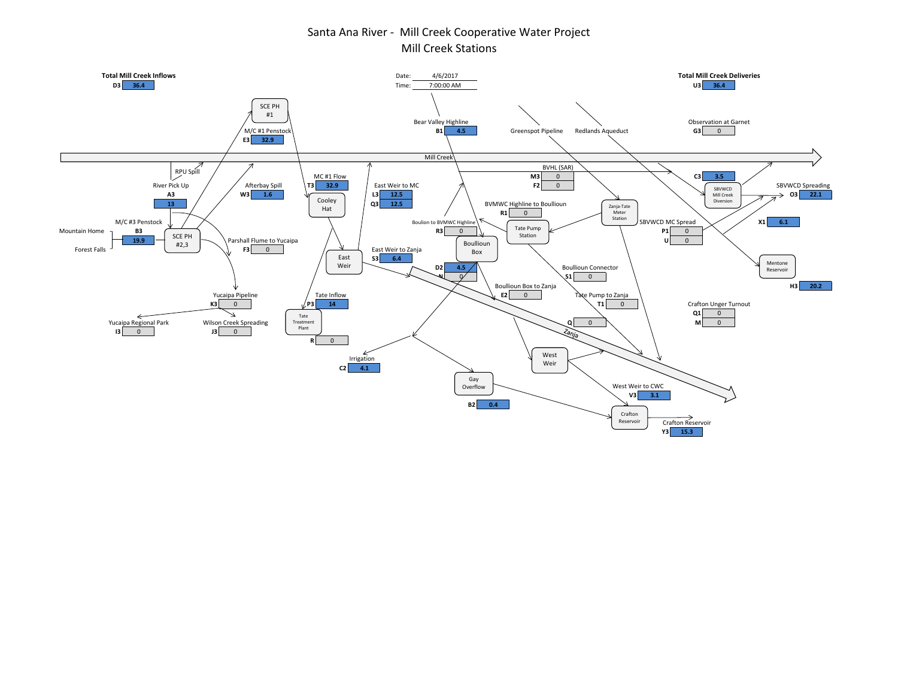# Santa Ana River - Mill Creek Cooperative Water Project

## Mill Creek Stations

Date: 4/6/2017
Time: 7:00:00 AM

**Total Mill Creek Inflows**
D3: 36.4

**Total Mill Creek Deliveries**
U3: 36.4

| Station | Code | Value |
|---|---|---|
| M/C #1 Penstock | E3 | 32.9 |
| River Pick Up | A3 | 13 |
| RPU Spill | | |
| M/C #3 Penstock | B3 | 19.9 |
| Afterbay Spill | W3 | 1.6 |
| Parshall Flume to Yucaipa | F3 | 0 |
| Yucaipa Pipeline | K3 | 0 |
| Yucaipa Regional Park | I3 | 0 |
| Wilson Creek Spreading | J3 | 0 |
| MC #1 Flow | T3 | 32.9 |
| Tate Inflow | P3 | 14 |
| Tate Treatment Plant | R | 0 |
| East Weir to MC | L3 | 12.5 |
| | Q3 | 12.5 |
| East Weir to Zanja | S3 | 6.4 |
| Irrigation | C2 | 4.1 |
| Gay Overflow | B2 | 0.4 |
| Bear Valley Highline | B1 | 4.5 |
| BVHL (SAR) | M3 | 0 |
| | F2 | 0 |
| BVMWC Highline to Boullioun | R1 | 0 |
| Boulion to BVMWC Highline | R3 | 0 |
| Boullioun Box | D2 | 4.5 |
| | N | 0 |
| Boullioun Connector | S1 | 0 |
| Boullioun Box to Zanja | E2 | 0 |
| Tate Pump to Zanja | T1 | 0 |
| | Q | 0 |
| West Weir to CWC | V3 | 3.1 |
| Crafton Reservoir | Y3 | 15.3 |
| Observation at Garnet | G3 | 0 |
| SBVWCD Mill Creek Diversion | C3 | 3.5 |
| SBVWCD Spreading | O3 | 22.1 |
| | X1 | 6.1 |
| SBVWCD MC Spread | P1 | 0 |
| | U | 0 |
| Mentone Reservoir | H3 | 20.2 |
| Crafton Unger Turnout | Q1 | 0 |
| | M | 0 |

Other labels: Mill Creek, Zanja, SCE PH #1, SCE PH #2,3, Mountain Home, Forest Falls, Cooley Hat, East Weir, Tate Pump Station, Zanja-Tate Meter Station, Greenspot Pipeline, Redlands Aqueduct, West Weir, Gay Overflow, Crafton Reservoir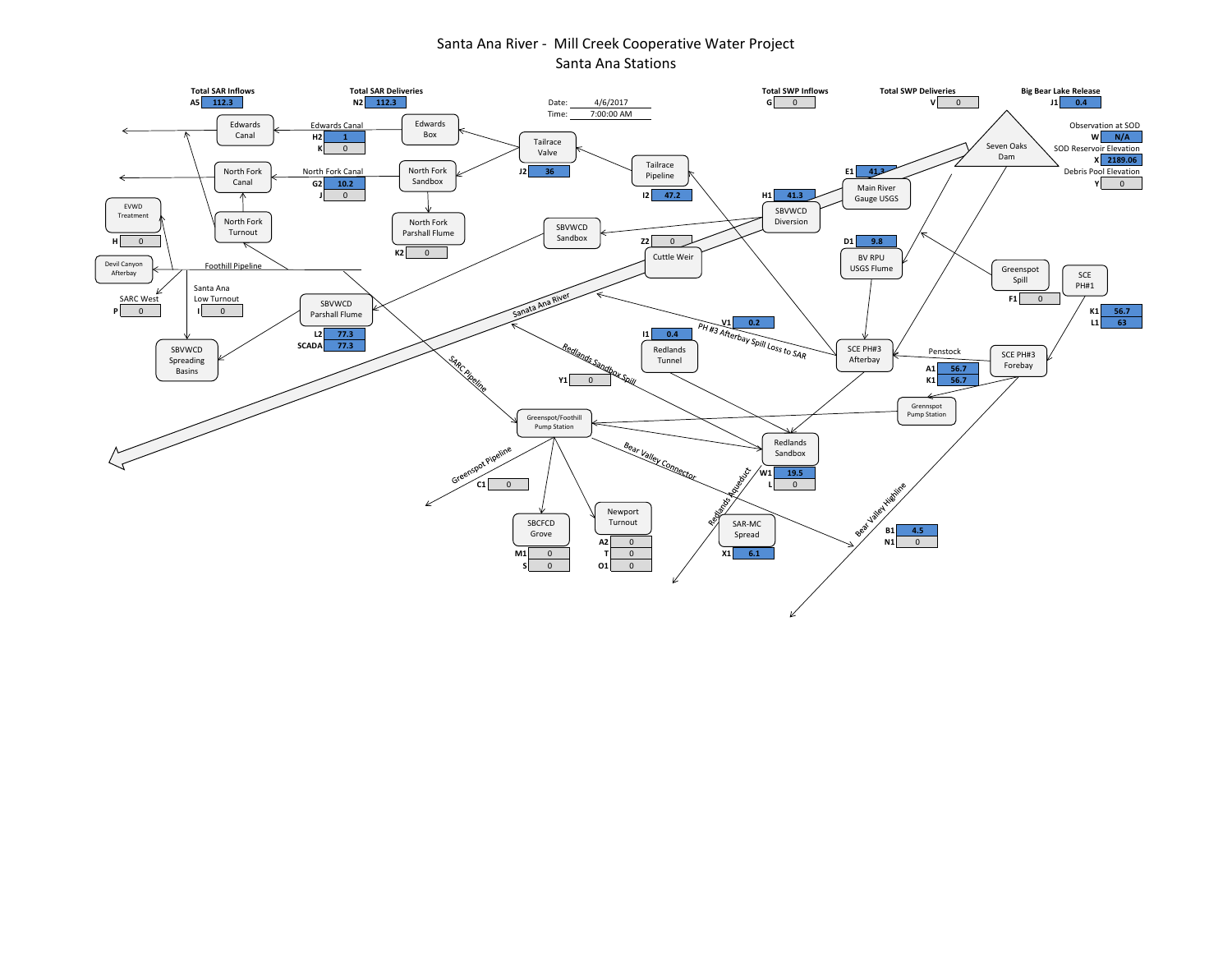# Santa Ana River - Mill Creek Cooperative Water Project
## Santa Ana Stations

Date: 4/6/2017
Time: 7:00:00 AM

**Total SAR Inflows**
A5 112.3

**Total SAR Deliveries**
N2 112.3

**Total SWP Inflows**
G 0

**Total SWP Deliveries**
V 0

**Big Bear Lake Release**
J1 0.4

Observation at SOD
W N/A

SOD Reservoir Elevation
X 2189.06

Debris Pool Elevation
Y 0

Seven Oaks Dam

Edwards Canal

Edwards Canal
H2 1
K 0

Edwards Box

Tailrace Valve
J2 36

Tailrace Pipeline
I2 47.2

North Fork Canal

North Fork Canal
G2 10.2
J 0

North Fork Sandbox

North Fork Parshall Flume
K2 0

North Fork Turnout

EVWD Treatment
H 0

Devil Canyon Afterbay

Foothill Pipeline

SARC West
P 0

Santa Ana Low Turnout
I 0

SBVWCD Spreading Basins

SBVWCD Parshall Flume
L2 77.3
SCADA 77.3

SBVWCD Sandbox
Z2 0

Cuttle Weir

SBVWCD Diversion
H1 41.3

Main River Gauge USGS
E1 41.3

BV RPU USGS Flume
D1 9.8

Greenspot Spill
F1 0

SCE PH#1
K1 56.7
L1 63

Sanata Ana River

PH #3 Afterbay Spill Loss to SAR
V1 0.2

Redlands Tunnel
I1 0.4

Redlands Sandbox Spill
Y1 0

SCE PH#3 Afterbay

Penstock

SCE PH#3 Forebay
A1 56.7
K1 56.7

Grennspot Pump Station

SARC Pipeline

Greenspot/Foothill Pump Station

Redlands Sandbox
W1 19.5
L 0

Greenspot Pipeline
C1 0

Bear Valley Connector

SBCFCD Grove
M1 0
S 0

Newport Turnout
A2 0
T 0
O1 0

Redlands Aqueduct

SAR-MC Spread
X1 6.1

Bear Valley Highline
B1 4.5
N1 0